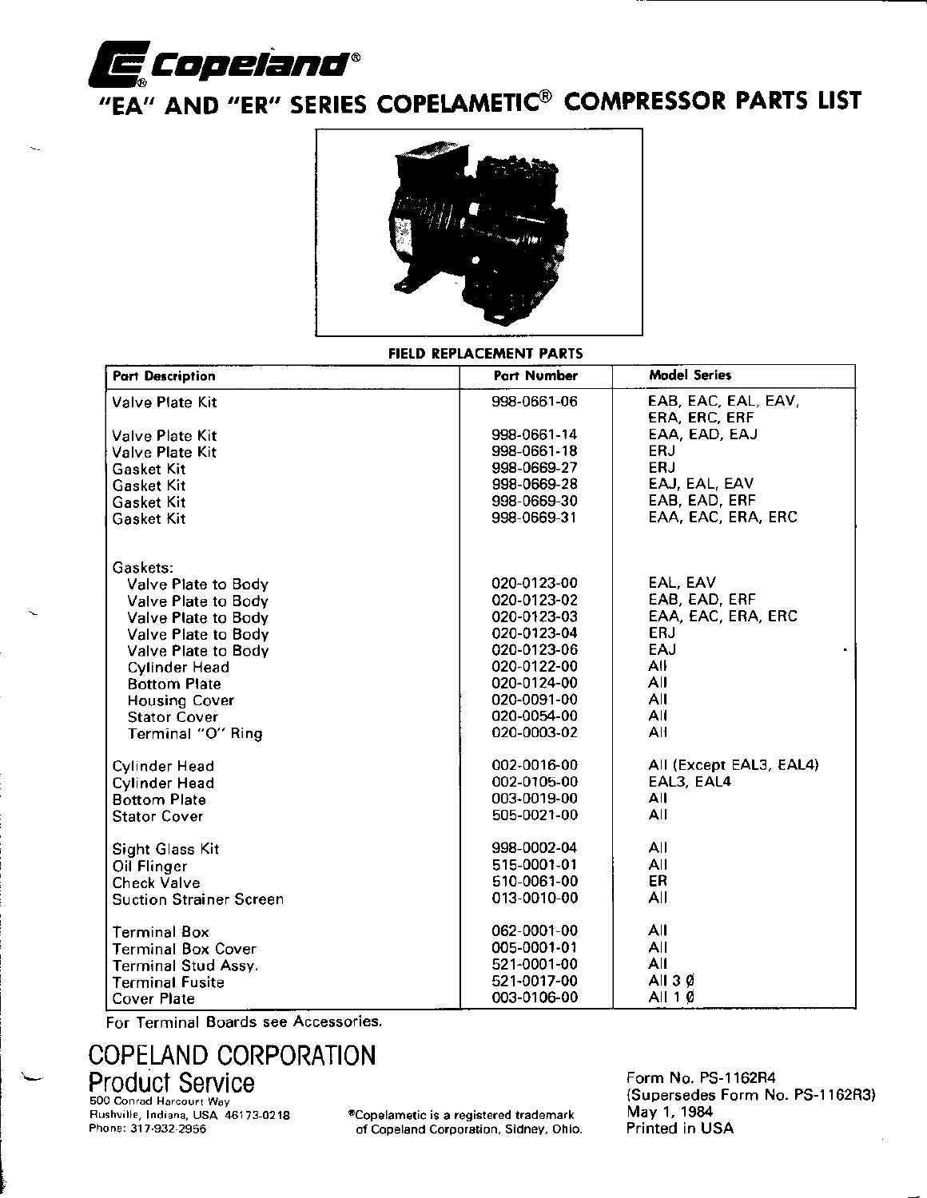# Copeland®

## "EA" AND "ER" SERIES COPELAMETIC® COMPRESSOR PARTS LIST

### FIELD REPLACEMENT PARTS

| Part Description | Part Number | Model Series |
|---|---|---|
| Valve Plate Kit | 998-0661-06 | EAB, EAC, EAL, EAV, ERA, ERC, ERF |
| Valve Plate Kit | 998-0661-14 | EAA, EAD, EAJ |
| Valve Plate Kit | 998-0661-18 | ERJ |
| Gasket Kit | 998-0669-27 | ERJ |
| Gasket Kit | 998-0669-28 | EAJ, EAL, EAV |
| Gasket Kit | 998-0669-30 | EAB, EAD, ERF |
| Gasket Kit | 998-0669-31 | EAA, EAC, ERA, ERC |
| Gaskets: | | |
| Valve Plate to Body | 020-0123-00 | EAL, EAV |
| Valve Plate to Body | 020-0123-02 | EAB, EAD, ERF |
| Valve Plate to Body | 020-0123-03 | EAA, EAC, ERA, ERC |
| Valve Plate to Body | 020-0123-04 | ERJ |
| Valve Plate to Body | 020-0123-06 | EAJ |
| Cylinder Head | 020-0122-00 | All |
| Bottom Plate | 020-0124-00 | All |
| Housing Cover | 020-0091-00 | All |
| Stator Cover | 020-0054-00 | All |
| Terminal "O" Ring | 020-0003-02 | All |
| Cylinder Head | 002-0016-00 | All (Except EAL3, EAL4) |
| Cylinder Head | 002-0105-00 | EAL3, EAL4 |
| Bottom Plate | 003-0019-00 | All |
| Stator Cover | 505-0021-00 | All |
| Sight Glass Kit | 998-0002-04 | All |
| Oil Flinger | 515-0001-01 | All |
| Check Valve | 510-0061-00 | ER |
| Suction Strainer Screen | 013-0010-00 | All |
| Terminal Box | 062-0001-00 | All |
| Terminal Box Cover | 005-0001-01 | All |
| Terminal Stud Assy. | 521-0001-00 | All |
| Terminal Fusite | 521-0017-00 | All 3 Ø |
| Cover Plate | 003-0106-00 | All 1 Ø |

For Terminal Boards see Accessories.

**COPELAND CORPORATION**
**Product Service**
500 Conrad Harcourt Way
Rushville, Indiana, USA 46173-0218
Phone: 317-932-2956

®Copelametic is a registered trademark of Copeland Corporation, Sidney, Ohio.

Form No. PS-1162R4
(Supersedes Form No. PS-1162R3)
May 1, 1984
Printed in USA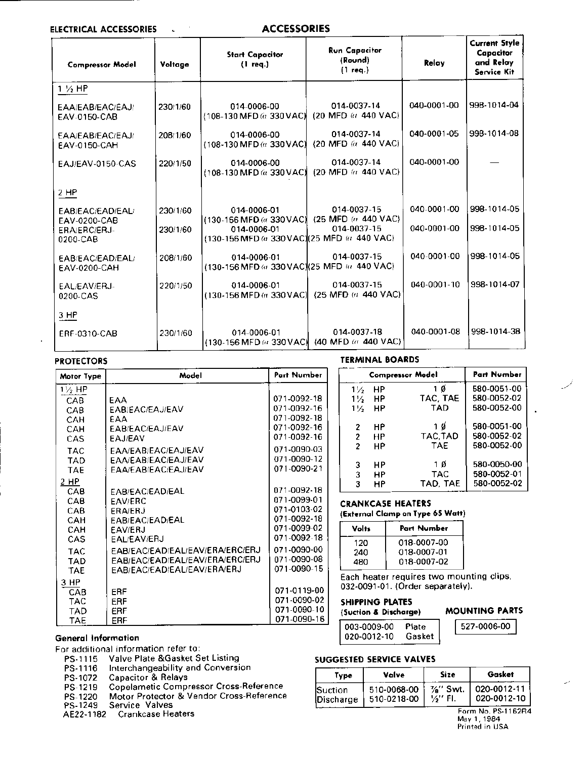**ELECTRICAL ACCESSORIES**

## ACCESSORIES

| Compressor Model | Voltage | Start Capacitor (1 req.) | Run Capacitor (Round) (1 req.) | Relay | Current Style Capacitor and Relay Service Kit |
|---|---|---|---|---|---|
| 1 ½ HP | | | | | |
| EAA/EAB/EAC/EAJ/ EAV-0150-CAB | 230/1/60 | 014-0006-00 (108-130 MFD @ 330 VAC) | 014-0037-14 (20 MFD @ 440 VAC) | 040-0001-00 | 998-1014-04 |
| EAA/EAB/EAC/EAJ/ EAV-0150-CAH | 208/1/60 | 014-0006-00 (108-130 MFD @ 330 VAC) | 014-0037-14 (20 MFD @ 440 VAC) | 040-0001-05 | 998-1014-08 |
| EAJ/EAV-0150-CAS | 220/1/50 | 014-0006-00 (108-130 MFD @ 330 VAC) | 014-0037-14 (20 MFD @ 440 VAC) | 040-0001-00 | — |
| 2 HP | | | | | |
| EAB/EAC/EAD/EAL/ EAV-0200-CAB | 230/1/60 | 014-0006-01 (130-156 MFD @ 330 VAC) | 014-0037-15 (25 MFD @ 440 VAC) | 040-0001-00 | 998-1014-05 |
| ERA/ERC/ERJ- 0200-CAB | 230/1/60 | 014-0006-01 (130-156 MFD @ 330 VAC) | 014-0037-15 (25 MFD @ 440 VAC) | 040-0001-00 | 998-1014-05 |
| EAB/EAC/EAD/EAL/ EAV-0200-CAH | 208/1/60 | 014-0006-01 (130-156 MFD @ 330 VAC) | 014-0037-15 (25 MFD @ 440 VAC) | 040-0001-00 | 998-1014-05 |
| EAL/EAV/ERJ- 0200-CAS | 220/1/50 | 014-0006-01 (130-156 MFD @ 330 VAC) | 014-0037-15 (25 MFD @ 440 VAC) | 040-0001-10 | 998-1014-07 |
| 3 HP | | | | | |
| ERF-0310-CAB | 230/1/60 | 014-0006-01 (130-156 MFD @ 330 VAC) | 014-0037-18 (40 MFD @ 440 VAC) | 040-0001-08 | 998-1014-38 |

### PROTECTORS

| Motor Type | Model | Part Number |
|---|---|---|
| 1½ HP | | |
| CAB | EAA | 071-0092-18 |
| CAB | EAB/EAC/EAJ/EAV | 071-0092-16 |
| CAH | EAA | 071-0092-18 |
| CAH | EAB/EAC/EAJ/EAV | 071-0092-16 |
| CAS | EAJ/EAV | 071-0092-16 |
| TAC | EAA/EAB/EAC/EAJ/EAV | 071-0090-03 |
| TAD | EAA/EAB/EAC/EAJ/EAV | 071-0090-12 |
| TAE | EAA/EAB/EAC/EAJ/EAV | 071-0090-21 |
| 2 HP | | |
| CAB | EAB/EAC/EAD/EAL | 071-0092-18 |
| CAB | EAV/ERC | 071-0099-01 |
| CAB | ERA/ERJ | 071-0103-02 |
| CAH | EAB/EAC/EAD/EAL | 071-0092-18 |
| CAH | EAV/ERJ | 071-0099-02 |
| CAS | EAL/EAV/ERJ | 071-0092-18 |
| TAC | EAB/EAC/EAD/EAL/EAV/ERA/ERC/ERJ | 071-0090-00 |
| TAD | EAB/EAC/EAD/EAL/EAV/ERA/ERC/ERJ | 071-0090-08 |
| TAE | EAB/EAC/EAD/EAL/EAV/ERA/ERJ | 071-0090-15 |
| 3 HP | | |
| CAB | ERF | 071-0119-00 |
| TAC | ERF | 071-0090-02 |
| TAD | ERF | 071-0090-10 |
| TAE | ERF | 071-0090-16 |

### TERMINAL BOARDS

| Compressor Model | | | Part Number |
|---|---|---|---|
| 1½ | HP | 1 Ø | 580-0051-00 |
| 1½ | HP | TAC, TAE | 580-0052-02 |
| 1½ | HP | TAD | 580-0052-00 |
| 2 | HP | 1 Ø | 580-0051-00 |
| 2 | HP | TAC, TAD | 580-0052-02 |
| 2 | HP | TAE | 580-0052-00 |
| 3 | HP | 1 Ø | 580-0050-00 |
| 3 | HP | TAC | 580-0052-01 |
| 3 | HP | TAD, TAE | 580-0052-02 |

### CRANKCASE HEATERS

**(External Clamp on Type 65 Watt)**

| Volts | Part Number |
|---|---|
| 120 | 018-0007-00 |
| 240 | 018-0007-01 |
| 480 | 018-0007-02 |

Each heater requires two mounting clips, 032-0091-01. (Order separately).

### SHIPPING PLATES

**(Suction & Discharge)**

| | |
|---|---|
| 003-0009-00 | Plate |
| 020-0012-10 | Gasket |

### MOUNTING PARTS

527-0006-00

### SUGGESTED SERVICE VALVES

| Type | Valve | Size | Gasket |
|---|---|---|---|
| Suction | 510-0068-00 | ⅞" Swt. | 020-0012-11 |
| Discharge | 510-0218-00 | ½" Fl. | 020-0012-10 |

### General Information

For additional information refer to:

- PS-1115 Valve Plate &Gasket Set Listing
- PS-1116 Interchangeability and Conversion
- PS-1072 Capacitor & Relays
- PS-1219 Copelametic Compressor Cross-Reference
- PS-1220 Motor Protector & Vendor Cross-Reference
- PS-1249 Service Valves
- AE22-1182 Crankcase Heaters

Form No. PS-1162R4
May 1, 1984
Printed in USA